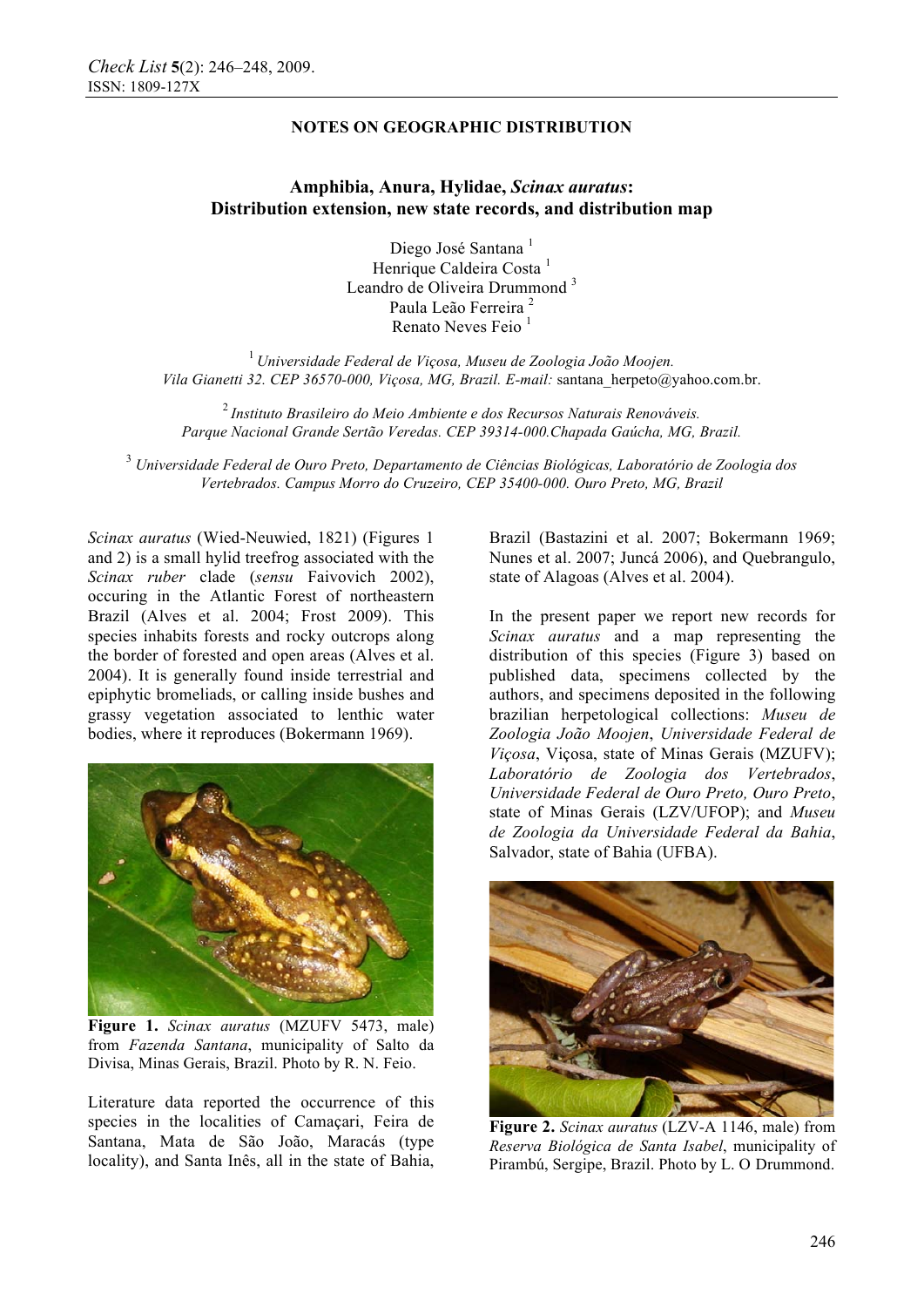NOTES ON GEOGRAPHIC DISTRIBUTION

# Amphibia, Anura, Hylidae, *Scinax auratus*: Distribution extension, new state records, and distribution map

Diego José Santana [1]
Henrique Caldeira Costa [1]
Leandro de Oliveira Drummond [3]
Paula Leão Ferreira [2]
Renato Neves Feio [1]

[1] *Universidade Federal de Viçosa, Museu de Zoologia João Moojen. Vila Gianetti 32. CEP 36570-000, Viçosa, MG, Brazil. E-mail:* santana_herpeto@yahoo.com.br.

[2] *Instituto Brasileiro do Meio Ambiente e dos Recursos Naturais Renováveis. Parque Nacional Grande Sertão Veredas. CEP 39314-000.Chapada Gaúcha, MG, Brazil.*

[3] *Universidade Federal de Ouro Preto, Departamento de Ciências Biológicas, Laboratório de Zoologia dos Vertebrados. Campus Morro do Cruzeiro, CEP 35400-000. Ouro Preto, MG, Brazil*

*Scinax auratus* (Wied-Neuwied, 1821) (Figures 1 and 2) is a small hylid treefrog associated with the *Scinax ruber* clade (*sensu* Faivovich 2002), occuring in the Atlantic Forest of northeastern Brazil (Alves et al. 2004; Frost 2009). This species inhabits forests and rocky outcrops along the border of forested and open areas (Alves et al. 2004). It is generally found inside terrestrial and epiphytic bromeliads, or calling inside bushes and grassy vegetation associated to lenthic water bodies, where it reproduces (Bokermann 1969).

**Figure 1.** *Scinax auratus* (MZUFV 5473, male) from *Fazenda Santana*, municipality of Salto da Divisa, Minas Gerais, Brazil. Photo by R. N. Feio.

Literature data reported the occurrence of this species in the localities of Camaçari, Feira de Santana, Mata de São João, Maracás (type locality), and Santa Inês, all in the state of Bahia, Brazil (Bastazini et al. 2007; Bokermann 1969; Nunes et al. 2007; Juncá 2006), and Quebrangulo, state of Alagoas (Alves et al. 2004).

In the present paper we report new records for *Scinax auratus* and a map representing the distribution of this species (Figure 3) based on published data, specimens collected by the authors, and specimens deposited in the following brazilian herpetological collections: *Museu de Zoologia João Moojen*, *Universidade Federal de Viçosa*, Viçosa, state of Minas Gerais (MZUFV); *Laboratório de Zoologia dos Vertebrados*, *Universidade Federal de Ouro Preto, Ouro Preto*, state of Minas Gerais (LZV/UFOP); and *Museu de Zoologia da Universidade Federal da Bahia*, Salvador, state of Bahia (UFBA).

**Figure 2.** *Scinax auratus* (LZV-A 1146, male) from *Reserva Biológica de Santa Isabel*, municipality of Pirambú, Sergipe, Brazil. Photo by L. O Drummond.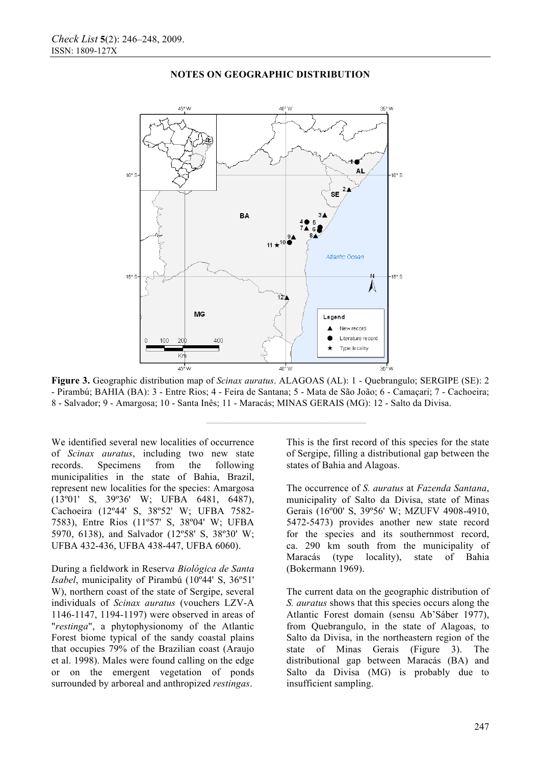## NOTES ON GEOGRAPHIC DISTRIBUTION

**Figure 3.** Geographic distribution map of *Scinax auratus*. ALAGOAS (AL): 1 - Quebrangulo; SERGIPE (SE): 2 - Pirambú; BAHIA (BA): 3 - Entre Rios; 4 - Feira de Santana; 5 - Mata de São João; 6 - Camaçari; 7 - Cachoeira; 8 - Salvador; 9 - Amargosa; 10 - Santa Inês; 11 - Maracás; MINAS GERAIS (MG): 12 - Salto da Divisa.

We identified several new localities of occurrence of *Scinax auratus*, including two new state records. Specimens from the following municipalities in the state of Bahia, Brazil, represent new localities for the species: Amargosa (13º01' S, 39º36' W; UFBA 6481, 6487), Cachoeira (12º44' S, 38º52' W; UFBA 7582-7583), Entre Rios (11º57' S, 38º04' W; UFBA 5970, 6138), and Salvador (12º58' S, 38º30' W; UFBA 432-436, UFBA 438-447, UFBA 6060).

During a fieldwork in Reserv*a Biológica de Santa Isabel*, municipality of Pirambú (10º44' S, 36º51' W), northern coast of the state of Sergipe, several individuals of *Scinax auratus* (vouchers LZV-A 1146-1147, 1194-1197) were observed in areas of "*restinga*", a phytophysionomy of the Atlantic Forest biome typical of the sandy coastal plains that occupies 79% of the Brazilian coast (Araujo et al. 1998). Males were found calling on the edge or on the emergent vegetation of ponds surrounded by arboreal and anthropized *restingas*.

This is the first record of this species for the state of Sergipe, filling a distributional gap between the states of Bahia and Alagoas.

The occurrence of *S. auratus* at *Fazenda Santana*, municipality of Salto da Divisa, state of Minas Gerais (16º00' S, 39º56' W; MZUFV 4908-4910, 5472-5473) provides another new state record for the species and its southernmost record, ca. 290 km south from the municipality of Maracás (type locality), state of Bahia (Bokermann 1969).

The current data on the geographic distribution of *S. auratus* shows that this species occurs along the Atlantic Forest domain (sensu Ab'Sáber 1977), from Quebrangulo, in the state of Alagoas, to Salto da Divisa, in the northeastern region of the state of Minas Gerais (Figure 3). The distributional gap between Maracás (BA) and Salto da Divisa (MG) is probably due to insufficient sampling.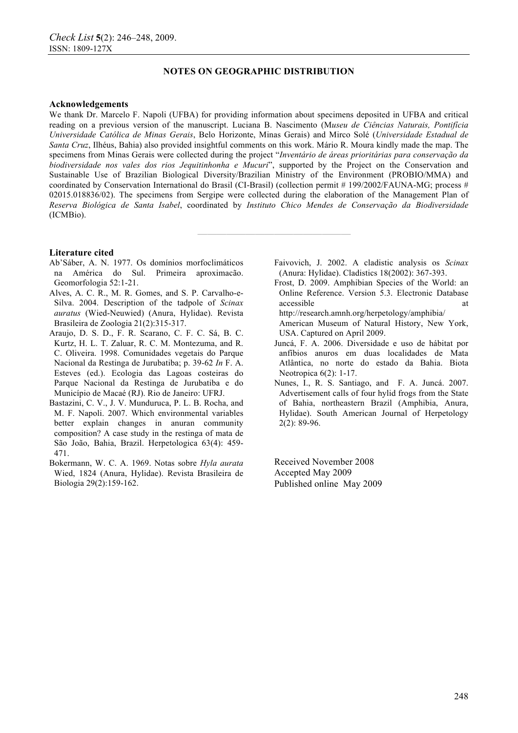**NOTES ON GEOGRAPHIC DISTRIBUTION**

## Acknowledgements

We thank Dr. Marcelo F. Napoli (UFBA) for providing information about specimens deposited in UFBA and critical reading on a previous version of the manuscript. Luciana B. Nascimento (M*useu de Ciências Naturais, Pontifícia Universidade Católica de Minas Gerais*, Belo Horizonte, Minas Gerais) and Mirco Solé (*Universidade Estadual de Santa Cruz*, Ilhéus, Bahia) also provided insightful comments on this work. Mário R. Moura kindly made the map. The specimens from Minas Gerais were collected during the project "*Inventário de áreas prioritárias para conservação da biodiversidade nos vales dos rios Jequitinhonha e Mucuri*", supported by the Project on the Conservation and Sustainable Use of Brazilian Biological Diversity/Brazilian Ministry of the Environment (PROBIO/MMA) and coordinated by Conservation International do Brasil (CI-Brasil) (collection permit # 199/2002/FAUNA-MG; process # 02015.018836/02). The specimens from Sergipe were collected during the elaboration of the Management Plan of *Reserva Biológica de Santa Isabel*, coordinated by *Instituto Chico Mendes de Conservação da Biodiversidade* (ICMBio).

## Literature cited

Ab'Sáber, A. N. 1977. Os domínios morfoclimáticos na América do Sul. Primeira aproximacão. Geomorfologia 52:1-21.

Alves, A. C. R., M. R. Gomes, and S. P. Carvalho-e-Silva. 2004. Description of the tadpole of *Scinax auratus* (Wied-Neuwied) (Anura, Hylidae). Revista Brasileira de Zoologia 21(2):315-317.

Araujo, D. S. D., F. R. Scarano, C. F. C. Sá, B. C. Kurtz, H. L. T. Zaluar, R. C. M. Montezuma, and R. C. Oliveira. 1998. Comunidades vegetais do Parque Nacional da Restinga de Jurubatiba; p. 39-62 *In* F. A. Esteves (ed.). Ecologia das Lagoas costeiras do Parque Nacional da Restinga de Jurubatiba e do Município de Macaé (RJ). Rio de Janeiro: UFRJ.

Bastazini, C. V., J. V. Munduruca, P. L. B. Rocha, and M. F. Napoli. 2007. Which environmental variables better explain changes in anuran community composition? A case study in the restinga of mata de São João, Bahia, Brazil. Herpetologica 63(4): 459-471.

Bokermann, W. C. A. 1969. Notas sobre *Hyla aurata* Wied, 1824 (Anura, Hylidae). Revista Brasileira de Biologia 29(2):159-162.

Faivovich, J. 2002. A cladistic analysis os *Scinax* (Anura: Hylidae). Cladistics 18(2002): 367-393.

Frost, D. 2009. Amphibian Species of the World: an Online Reference. Version 5.3. Electronic Database accessible at http://research.amnh.org/herpetology/amphibia/ American Museum of Natural History, New York, USA. Captured on April 2009.

Juncá, F. A. 2006. Diversidade e uso de hábitat por anfíbios anuros em duas localidades de Mata Atlântica, no norte do estado da Bahia. Biota Neotropica 6(2): 1-17.

Nunes, I., R. S. Santiago, and F. A. Juncá. 2007. Advertisement calls of four hylid frogs from the State of Bahia, northeastern Brazil (Amphibia, Anura, Hylidae). South American Journal of Herpetology 2(2): 89-96.

Received November 2008
Accepted May 2009
Published online May 2009